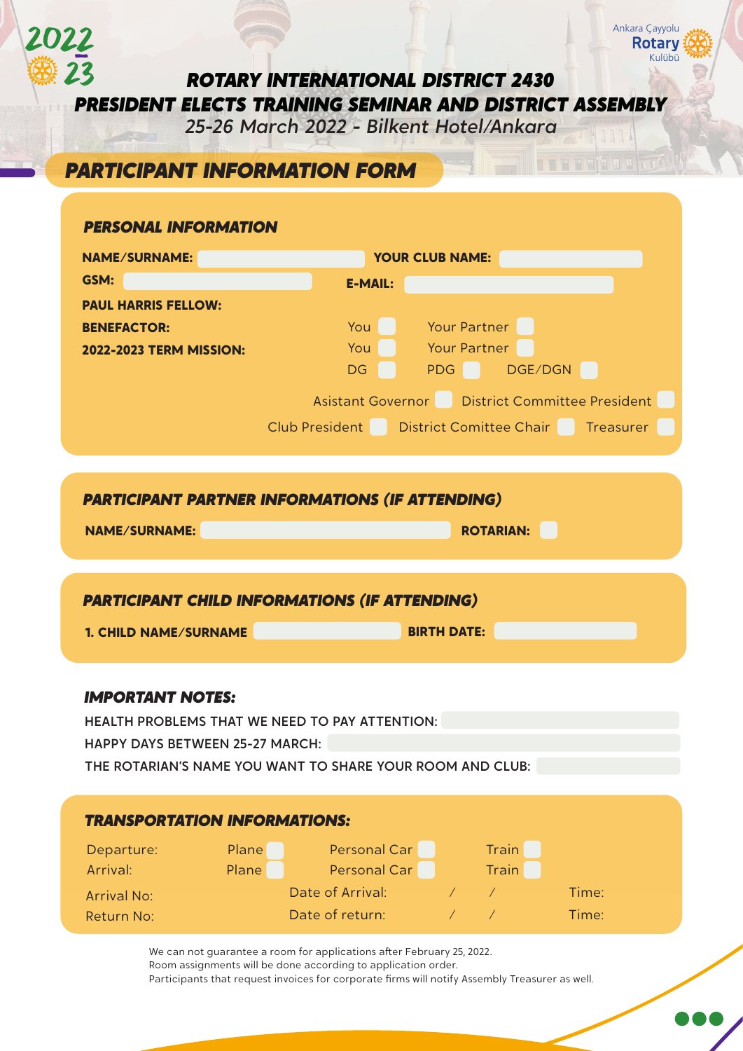2022-23

Ankara Çayyolu Rotary Kulübü

# ROTARY INTERNATIONAL DISTRICT 2430
# PRESIDENT ELECTS TRAINING SEMINAR AND DISTRICT ASSEMBLY

*25-26 March 2022 - Bilkent Hotel/Ankara*

## PARTICIPANT INFORMATION FORM

### PERSONAL INFORMATION

**NAME/SURNAME:** &nbsp;&nbsp;&nbsp; **YOUR CLUB NAME:**

**GSM:** &nbsp;&nbsp;&nbsp; **E-MAIL:**

**PAUL HARRIS FELLOW:**

**BENEFACTOR:** You ☐ Your Partner ☐

**2022-2023 TERM MISSION:** You ☐ Your Partner ☐

DG ☐ PDG ☐ DGE/DGN ☐

Asistant Governor ☐ District Committee President ☐

Club President ☐ District Comittee Chair ☐ Treasurer ☐

### PARTICIPANT PARTNER INFORMATIONS (IF ATTENDING)

**NAME/SURNAME:** &nbsp;&nbsp;&nbsp; **ROTARIAN:** ☐

### PARTICIPANT CHILD INFORMATIONS (IF ATTENDING)

**1. CHILD NAME/SURNAME** &nbsp;&nbsp;&nbsp; **BIRTH DATE:**

### IMPORTANT NOTES:

HEALTH PROBLEMS THAT WE NEED TO PAY ATTENTION:

HAPPY DAYS BETWEEN 25-27 MARCH:

THE ROTARIAN'S NAME YOU WANT TO SHARE YOUR ROOM AND CLUB:

### TRANSPORTATION INFORMATIONS:

| | | | |
|---|---|---|---|
| Departure: | Plane ☐ | Personal Car ☐ | Train ☐ |
| Arrival: | Plane ☐ | Personal Car ☐ | Train ☐ |
| Arrival No: | Date of Arrival: / / | | Time: |
| Return No: | Date of return: / / | | Time: |

We can not guarantee a room for applications after February 25, 2022.
Room assignments will be done according to application order.
Participants that request invoices for corporate firms will notify Assembly Treasurer as well.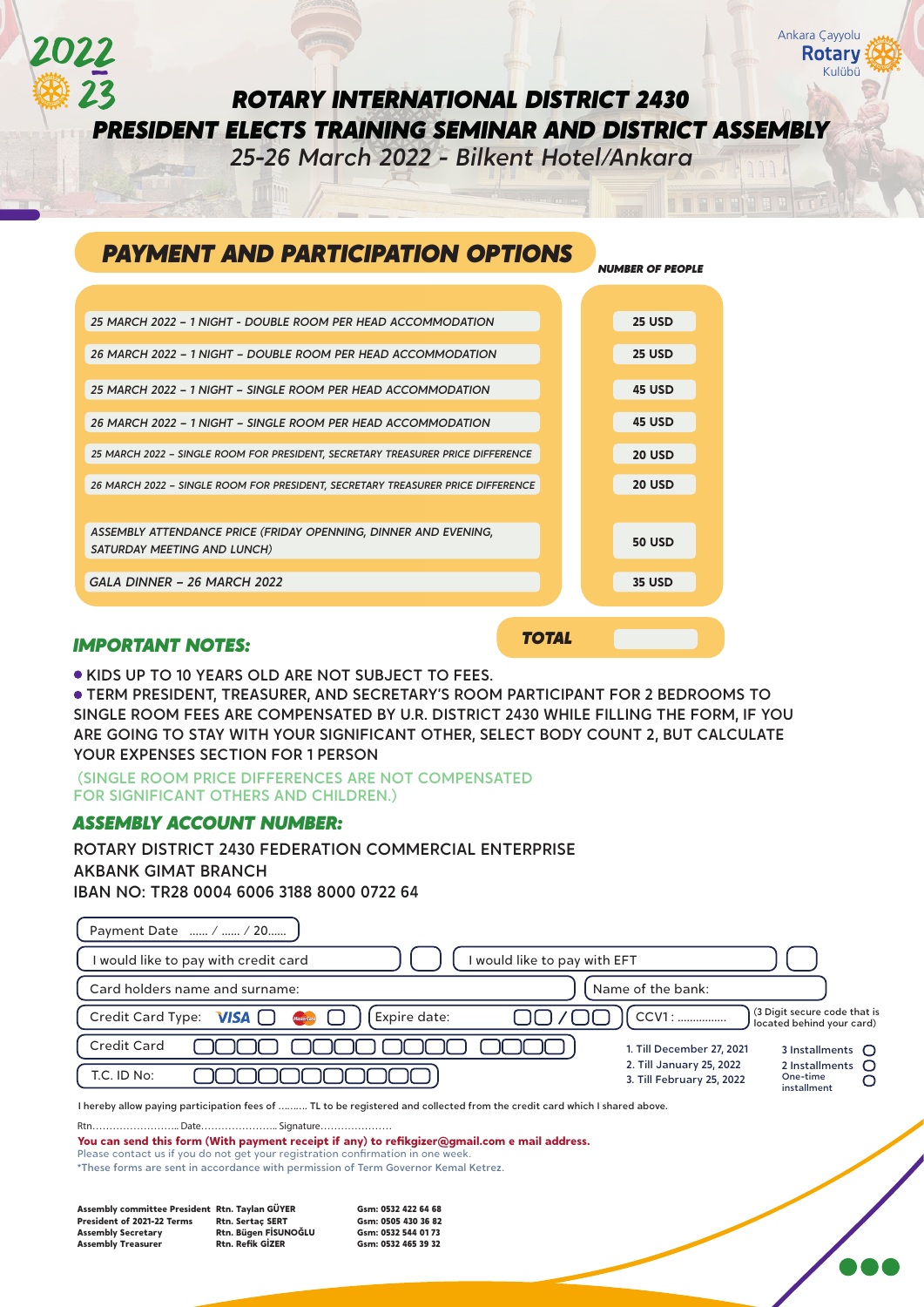2022-23

Ankara Çayyolu Rotary Kulübü

# ROTARY INTERNATIONAL DISTRICT 2430
# PRESIDENT ELECTS TRAINING SEMINAR AND DISTRICT ASSEMBLY

*25-26 March 2022 - Bilkent Hotel/Ankara*

## PAYMENT AND PARTICIPATION OPTIONS

| | | NUMBER OF PEOPLE |
|---|---|---|
| *25 MARCH 2022 – 1 NIGHT - DOUBLE ROOM PER HEAD ACCOMMODATION* | 25 USD | |
| *26 MARCH 2022 – 1 NIGHT – DOUBLE ROOM PER HEAD ACCOMMODATION* | 25 USD | |
| *25 MARCH 2022 – 1 NIGHT – SINGLE ROOM PER HEAD ACCOMMODATION* | 45 USD | |
| *26 MARCH 2022 – 1 NIGHT – SINGLE ROOM PER HEAD ACCOMMODATION* | 45 USD | |
| *25 MARCH 2022 – SINGLE ROOM FOR PRESIDENT, SECRETARY TREASURER PRICE DIFFERENCE* | 20 USD | |
| *26 MARCH 2022 – SINGLE ROOM FOR PRESIDENT, SECRETARY TREASURER PRICE DIFFERENCE* | 20 USD | |
| *ASSEMBLY ATTENDANCE PRICE (FRIDAY OPENNING, DINNER AND EVENING, SATURDAY MEETING AND LUNCH)* | 50 USD | |
| *GALA DINNER – 26 MARCH 2022* | 35 USD | |
| | **TOTAL** | |

### IMPORTANT NOTES:

- KIDS UP TO 10 YEARS OLD ARE NOT SUBJECT TO FEES.
- TERM PRESIDENT, TREASURER, AND SECRETARY'S ROOM PARTICIPANT FOR 2 BEDROOMS TO SINGLE ROOM FEES ARE COMPENSATED BY U.R. DISTRICT 2430 WHILE FILLING THE FORM, IF YOU ARE GOING TO STAY WITH YOUR SIGNIFICANT OTHER, SELECT BODY COUNT 2, BUT CALCULATE YOUR EXPENSES SECTION FOR 1 PERSON

(SINGLE ROOM PRICE DIFFERENCES ARE NOT COMPENSATED FOR SIGNIFICANT OTHERS AND CHILDREN.)

### ASSEMBLY ACCOUNT NUMBER:

ROTARY DISTRICT 2430 FEDERATION COMMERCIAL ENTERPRISE
AKBANK GIMAT BRANCH
IBAN NO: TR28 0004 6006 3188 8000 0722 64

Payment Date ...... / ...... / 20......

I would like to pay with credit card ☐ I would like to pay with EFT ☐

Card holders name and surname: Name of the bank:

Credit Card Type: VISA ☐ MasterCard ☐ Expire date: ☐☐ / ☐☐ CCV1 : ................ (3 Digit secure code that is located behind your card)

Credit Card ☐☐☐☐ ☐☐☐☐ ☐☐☐☐ ☐☐☐☐

T.C. ID No: ☐☐☐☐☐☐☐☐☐☐☐

1. Till December 27, 2021 — 3 Installments ○
2. Till January 25, 2022 — 2 Installments ○
3. Till February 25, 2022 — One-time installment ○

I hereby allow paying participation fees of .......... TL to be registered and collected from the credit card which I shared above.

Rtn.......................... Date....................... Signature.....................

**You can send this form (With payment receipt if any) to refikgizer@gmail.com e mail address.**
Please contact us if you do not get your registration confirmation in one week.
*These forms are sent in accordance with permission of Term Governor Kemal Ketrez.

| | | |
|---|---|---|
| **Assembly committee President** | **Rtn. Taylan GÜYER** | **Gsm: 0532 422 64 68** |
| **President of 2021-22 Terms** | **Rtn. Sertaç SERT** | **Gsm: 0505 430 36 82** |
| **Assembly Secretary** | **Rtn. Bügen FİSUNOĞLU** | **Gsm: 0532 544 01 73** |
| **Assembly Treasurer** | **Rtn. Refik GİZER** | **Gsm: 0532 465 39 32** |